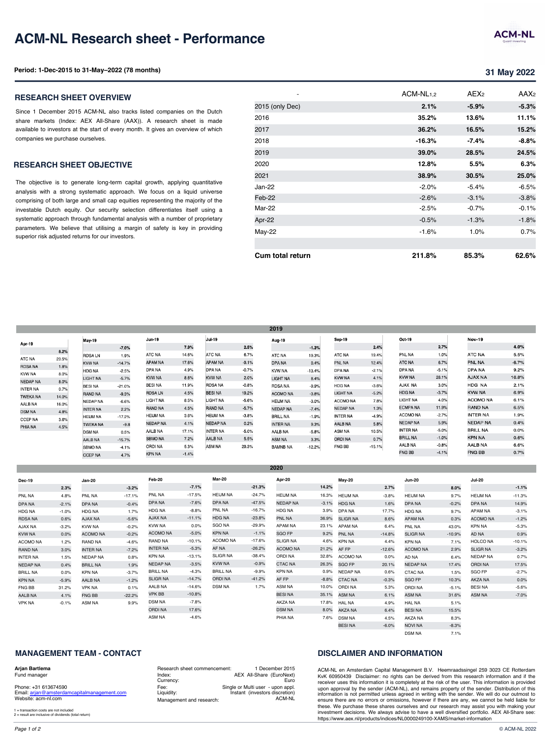# ACM-NL Research sheet - Performance

**Period: 1-Dec-2015 to 31-May–2022 (78 months)**

**31 May 2022**

## RESEARCH SHEET OVERVIEW

Since 1 December 2015 ACM-NL also tracks listed companies on the Dutch share markets (Index: AEX All-Share (AAX)). A research sheet is made available to investors at the start of every month. It gives an overview of which companies we purchase ourselves.

## RESEARCH SHEET OBJECTIVE

The objective is to generate long-term capital growth, applying quantitative analysis with a strong systematic approach. We focus on a liquid universe comprising of both large and small cap equities representing the majority of the investable Dutch equity. Our security selection differentiates itself using a systematic approach through fundamental analysis with a number of proprietary parameters. We believe that utilising a margin of safety is key in providing superior risk adjusted returns for our investors.

| - | ACM-NL[1,2] | AEX[2] | AAX[2] |
|---|---|---|---|
| 2015 (only Dec) | **2.1%** | **-5.9%** | **-5.3%** |
| 2016 | **35.2%** | **13.6%** | **11.1%** |
| 2017 | **36.2%** | **16.5%** | **15.2%** |
| 2018 | **-16.3%** | **-7.4%** | **-8.8%** |
| 2019 | **39.0%** | **28.5%** | **24.5%** |
| 2020 | **12.8%** | **5.5%** | **6.3%** |
| 2021 | **38.9%** | **30.5%** | **25.0%** |
| Jan-22 | -2.0% | -5.4% | -6.5% |
| Feb-22 | -2.6% | -3.1% | -3.8% |
| Mar-22 | -2.5% | -0.7% | -0.1% |
| Apr-22 | -0.5% | -1.3% | -1.8% |
| May-22 | -1.6% | 1.0% | 0.7% |
| | | | |
| **Cum total return** | **211.8%** | **85.3%** | **62.6%** |

### 2019

| Apr-19 | 8.2% |
|---|---|
| ATC NA | 20.5% |
| RDSA NA | 1.8% |
| KVW NA | 8.0% |
| NEDAP NA | 8.0% |
| INTER NA | 0.7% |
| TWEKA NA | 14.0% |
| AALB NA | 16.0% |
| DSM NA | 4.8% |
| CCEP NA | 3.6% |
| PHIA NA | 4.5% |

| May-19 | -7.0% |
|---|---|
| RDSA LN | 1.9% |
| KVW NA | -14.7% |
| HDG NA | -2.5% |
| LIGHT NA | -5.7% |
| BESI NA | -21.0% |
| RAND NA | -9.3% |
| NEDAP NA | -6.6% |
| INTER NA | 2.2% |
| HEIJM NA | -17.2% |
| TWEKA NA | -9.8 |
| DSM NA | 0.5% |
| AALB NA | -15.7% |
| SBMO NA | -4.1% |
| CCEP NA | 4.7% |

| Jun-19 | 7.9% |
|---|---|
| ATC NA | 14.6% |
| APAM NA | 17.6% |
| DPA NA | 4.9% |
| KVW NA | 8.6% |
| BESI NA | 11.9% |
| RDSA LN | 4.5% |
| LIGHT NA | 8.5% |
| RAND NA | 4.5% |
| HEIJM NA | 3.6% |
| NEDAP NA | 4.1% |
| AALB NA | 17.1% |
| SBMO NA | 7.2% |
| ORDI NA | 5.3% |
| KPN NA | -1.4% |

| Jul-19 | 2.5% |
|---|---|
| ATC NA | 6.7% |
| APAM NA | -9.1% |
| DPA NA | -0.7% |
| KVW NA | 2.0% |
| RDSA NA | -0.8% |
| BESI NA | 19.2% |
| LIGHT NA | -5.6% |
| RAND NA | -5.7% |
| HEIJM NA | -3.8% |
| NEDAP NA | 0.2% |
| INTER NA | -5.0% |
| AALB NA | 5.5% |
| ASM NA | 29.3% |

| Aug-19 | -1.3% |
|---|---|
| ATC NA | 19.3% |
| DPA NA | 0.4% |
| KVW NA | -13.4% |
| LIGHT NA | 8.4% |
| RDSA NA | -9.9% |
| ACOMO NA | -3.8% |
| HEIJM NA | -3.0% |
| NEDAP NA | -7.4% |
| BRILL NA | -1.9% |
| INTER NA | 9.3% |
| AALB NA | -5.8% |
| ASM NA | 3.3% |
| BAMNB NA | -12.2% |

| Sep-19 | 2.4% |
|---|---|
| ATC NA | 19.4% |
| PNL NA | 12.4% |
| DPA NA | -2.1% |
| KVW NA | 4.1% |
| HDG NA | -3.6% |
| LIGHT NA | -5.2% |
| ACOMO NA | 7.8% |
| NEDAP NA | 1.3% |
| INTER NA | -4.9% |
| AALB NA | 5.8% |
| ASM NA | 10.5% |
| ORDI NA | 0.7% |
| FNG BB | -15.1% |

| Oct-19 | 2.7% |
|---|---|
| PNL NA | 1.0% |
| ATC NA | 6.7% |
| DPA NA | -5.1% |
| KVW NA | 28.1% |
| AJAX NA | 3.0% |
| HDG NA | -3.7% |
| LIGHT NA | 4.0% |
| ECMPA NA | 11.9% |
| ACOMO NA | -2.7% |
| NEDAP NA | 5.9% |
| INTER NA | -5.0% |
| BRILL NA | -1.0% |
| AALB NA | -0.8% |
| FNG BB | -4.1% |

| Nov-19 | 4.0% |
|---|---|
| ATC NA | 5.5% |
| PNL NA | -6.7% |
| DPA NA | 9.2% |
| AJAX NA | 16.8% |
| HDG NA | 2.1% |
| KVW NA | 6.9% |
| ACOMO NA | 6.1% |
| RAND NA | 6.5% |
| INTER NA | 1.9% |
| NEDAP NA | 0.4% |
| BRILL NA | 0.0% |
| KPN NA | 0.6% |
| AALB NA | 6.6% |
| FNG BB | 0.7% |

### 2020

| Dec-19 | 2.3% |
|---|---|
| PNL NA | 4.8% |
| DPA NA | -2.1% |
| HDG NA | -1.0% |
| RDSA NA | 0.6% |
| AJAX NA | -3.2% |
| KVW NA | 0.0% |
| ACOMO NA | 1.2% |
| RAND NA | 3.0% |
| INTER NA | 1.5% |
| NEDAP NA | 0.4% |
| BRILL NA | 0.0% |
| KPN NA | -5.9% |
| FNG BB | 31.2% |
| AALB NA | 4.1% |
| VPK NA | -0.1% |

| Jan-20 | -3.2% |
|---|---|
| PNL NA | -17.1% |
| DPA NA | -0.4% |
| HDG NA | 1.7% |
| AJAX NA | -5.6% |
| KVW NA | -0.2% |
| ACOMO NA | -0.2% |
| RAND NA | -4.6% |
| INTER NA | -7.2% |
| NEDAP NA | 0.8% |
| BRILL NA | 1.9% |
| KPN NA | -3.7% |
| AALB NA | -1.2% |
| VPK NA | 0.1% |
| FNG BB | -22.2% |
| ASM NA | 9.9% |

| Feb-20 | -7.1% |
|---|---|
| PNL NA | -17.5% |
| DPA NA | -7.6% |
| HDG NA | -8.8% |
| AJAX NA | -11.1% |
| KVW NA | 0.0% |
| ACOMO NA | -5.0% |
| RAND NA | -10.1% |
| INTER NA | -5.3% |
| KPN NA | -13.1% |
| NEDAP NA | -3.5% |
| BRILL NA | -4.3% |
| SLIGR NA | -14.7% |
| AALB NA | -14.6% |
| VPK BB | -10.8% |
| DSM NA | -7.8% |
| ORDI NA | 17.6% |
| ASM NA | -4.6% |

| Mar-20 | -21.3% |
|---|---|
| HEIJM NA | -24.7% |
| DPA NA | -47.5% |
| PNL NA | -16.7% |
| HDG NA | -23.8% |
| SGO NA | -29.9% |
| KPN NA | -1.1% |
| ACOMO NA | -17.6% |
| AF NA | -26.2% |
| SLIGR NA | -38.4% |
| KVW NA | -0.9% |
| BRILL NA | -9.9% |
| ORDI NA | -41.2% |
| DSM NA | 1.7% |

| Apr-20 | 14.2% |
|---|---|
| HEIJM NA | 16.3% |
| NEDAP NA | -3.1% |
| HDG NA | 3.9% |
| PNL NA | 36.9% |
| APAM NA | 23.1% |
| SGO FP | 9.2% |
| SLIGR NA | 4.6% |
| ACOMO NA | 21.2% |
| ORDI NA | 32.8% |
| CTAC NA | 26.3% |
| KPN NA | 0.9% |
| AF FP | -8.8% |
| ASM NA | 10.0% |
| BESI NA | 35.1% |
| AKZA NA | 17.8% |
| DSM NA | 8.0% |
| PHIA NA | 7.6% |

| May-20 | 2.7% |
|---|---|
| HEIJM NA | -3.8% |
| HDG NA | 1.6% |
| DPA NA | 17.7% |
| SLIGR NA | 8.6% |
| APAM NA | 6.4% |
| PNL NA | -14.8% |
| KPN NA | 4.4% |
| AF FP | -12.6% |
| ACOMO NA | 0.0% |
| SGO FP | 20.1% |
| NEDAP NA | 0.6% |
| CTAC NA | -0.3% |
| ORDI NA | 5.3% |
| ASM NA | 6.1% |
| HAL NA | 4.9% |
| AKZA NA | 6.4% |
| DSM NA | 4.5% |
| BESI NA | -6.0% |

| Jun-20 | 8.0% |
|---|---|
| HEIJM NA | 9.7% |
| DPA NA | -0.2% |
| HDG NA | 9.7% |
| APAM NA | 0.3% |
| PNL NA | 43.0% |
| SLIGR NA | -10.9% |
| KPN NA | 7.1% |
| ACOMO NA | 2.9% |
| AD NA | 6.4% |
| NEDAP NA | 17.4% |
| CTAC NA | 1.5% |
| SGO FP | 10.3% |
| ORDI NA | -5.1% |
| ASM NA | 31.6% |
| HAL NA | 5.1% |
| BESI NA | 15.5% |
| AKZA NA | 8.3% |
| NOVI NA | -8.3% |
| DSM NA | 7.1% |

| Jul-20 | -1.1% |
|---|---|
| HEIJM NA | -11.3% |
| DPA NA | 14.9% |
| APAM NA | -3.1% |
| ACOMO NA | -1.2% |
| KPN NA | -5.3% |
| AD NA | 0.9% |
| HOLCO NA | -10.1% |
| SLIGR NA | -3.2% |
| NEDAP NA | 0.7% |
| ORDI NA | 17.5% |
| SGO FP | -2.7% |
| AKZA NA | 0.0% |
| BESI NA | -5.6% |
| ASM NA | -7.0% |

## MANAGEMENT TEAM - CONTACT

**Arjan Bartlema**
Fund manager

Phone: +31 613674590
Email: arjan@amsterdamcapitalmanagement.com
Website: acm-nl.com

| | |
|---|---|
| Research sheet commencement: | 1 December 2015 |
| Index: | AEX All-Share (EuroNext) |
| Currency: | Euro |
| Fee: | Single or Multi user - upon appl. |
| Liquidity: | Instant (investors discretion) |
| Management and research: | ACM-NL |

1 = transaction costs are not included
2 = result are inclusive of dividends (total return)

## DISCLAIMER AND INFORMATION

ACM-NL en Amsterdam Capital Management B.V. Heemraadssingel 259 3023 CE Rotterdam KvK 60950439 Disclaimer: no rights can be derived from this research information and if the receiver uses this information it is completely at the risk of the user. This information is provided upon approval by the sender (ACM-NL), and remains property of the sender. Distribution of this information is not permitted unless agreed in writing with the sender. We will do our outmost to ensure there are no errors or omissions, however if there are any, we cannot be held liable for these. We purchase these shares ourselves and our research may assist you with making your investment decisions. We always advise to have a well diversified portfolio. AEX All-Share see: https://www.aex.nl/products/indices/NL0000249100-XAMS/market-information

© ACM-NL 2022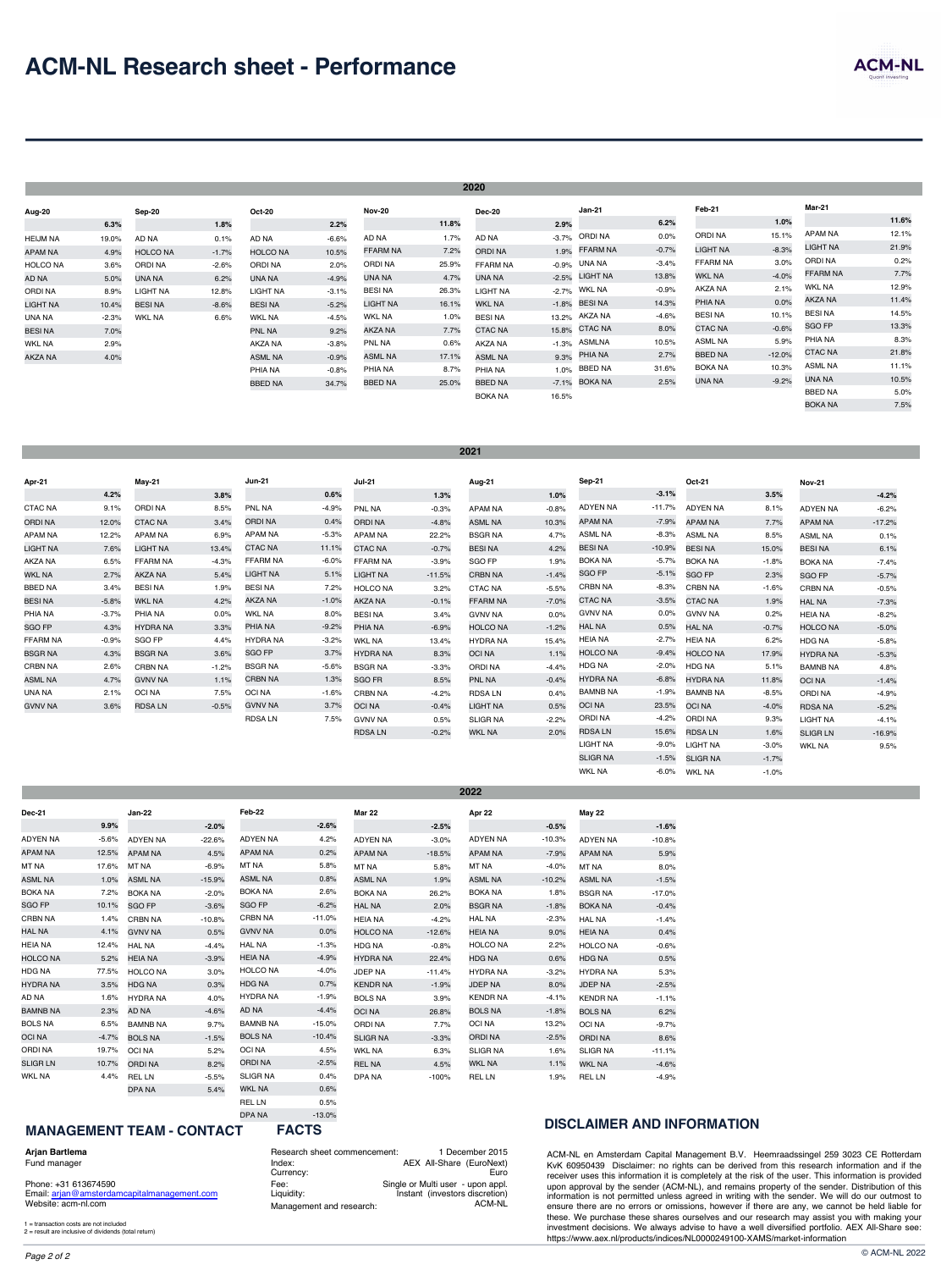# ACM-NL Research sheet - Performance

## 2020

| Aug-20 | 6.3% |
|---|---|
| HEIJM NA | 19.0% |
| APAM NA | 4.9% |
| HOLCO NA | 3.6% |
| AD NA | 5.0% |
| ORDI NA | 8.9% |
| LIGHT NA | 10.4% |
| UNA NA | -2.3% |
| BESI NA | 7.0% |
| WKL NA | 2.9% |
| AKZA NA | 4.0% |

| Sep-20 | 1.8% |
|---|---|
| AD NA | 0.1% |
| HOLCO NA | -1.7% |
| ORDI NA | -2.6% |
| UNA NA | 6.2% |
| LIGHT NA | 12.8% |
| BESI NA | -8.6% |
| WKL NA | 6.6% |

| Oct-20 | 2.2% |
|---|---|
| AD NA | -6.6% |
| HOLCO NA | 10.5% |
| ORDI NA | 2.0% |
| UNA NA | -4.9% |
| LIGHT NA | -3.1% |
| BESI NA | -5.2% |
| WKL NA | -4.5% |
| PNL NA | 9.2% |
| AKZA NA | -3.8% |
| ASML NA | -0.9% |
| PHIA NA | -0.8% |
| BBED NA | 34.7% |

| Nov-20 | 11.8% |
|---|---|
| AD NA | 1.7% |
| FFARM NA | 7.2% |
| ORDI NA | 25.9% |
| UNA NA | 4.7% |
| BESI NA | 26.3% |
| LIGHT NA | 16.1% |
| WKL NA | 1.0% |
| AKZA NA | 7.7% |
| PNL NA | 0.6% |
| ASML NA | 17.1% |
| PHIA NA | 8.7% |
| BBED NA | 25.0% |

| Dec-20 | 2.9% |
|---|---|
| AD NA | -3.7% |
| ORDI NA | 1.9% |
| FFARM NA | -0.9% |
| UNA NA | -2.5% |
| LIGHT NA | -2.7% |
| WKL NA | -1.8% |
| BESI NA | 13.2% |
| CTAC NA | 15.8% |
| AKZA NA | -1.3% |
| ASML NA | 9.3% |
| PHIA NA | 1.0% |
| BBED NA | -7.1% |
| BOKA NA | 16.5% |

| Jan-21 | 6.2% |
|---|---|
| ORDI NA | 0.0% |
| FFARM NA | -0.7% |
| UNA NA | -3.4% |
| LIGHT NA | 13.8% |
| WKL NA | -0.9% |
| BESI NA | 14.3% |
| AKZA NA | -4.6% |
| CTAC NA | 8.0% |
| ASMLNA | 10.5% |
| PHIA NA | 2.7% |
| BBED NA | 31.6% |
| BOKA NA | 2.5% |

| Feb-21 | 1.0% |
|---|---|
| ORDI NA | 15.1% |
| LIGHT NA | -8.3% |
| FFARM NA | 3.0% |
| WKL NA | -4.0% |
| AKZA NA | 2.1% |
| PHIA NA | 0.0% |
| BESI NA | 10.1% |
| CTAC NA | -0.6% |
| ASML NA | 5.9% |
| BBED NA | -12.0% |
| BOKA NA | 10.3% |
| UNA NA | -9.2% |

| Mar-21 | 11.6% |
|---|---|
| APAM NA | 12.1% |
| LIGHT NA | 21.9% |
| ORDI NA | 0.2% |
| FFARM NA | 7.7% |
| WKL NA | 12.9% |
| AKZA NA | 11.4% |
| BESI NA | 14.5% |
| SGO FP | 13.3% |
| PHIA NA | 8.3% |
| CTAC NA | 21.8% |
| ASML NA | 11.1% |
| UNA NA | 10.5% |
| BBED NA | 5.0% |
| BOKA NA | 7.5% |

## 2021

| Apr-21 | 4.2% |
|---|---|
| CTAC NA | 9.1% |
| ORDI NA | 12.0% |
| APAM NA | 12.2% |
| LIGHT NA | 7.6% |
| AKZA NA | 6.5% |
| WKL NA | 2.7% |
| BBED NA | 3.4% |
| BESI NA | -5.8% |
| PHIA NA | -3.7% |
| SGO FP | 4.3% |
| FFARM NA | -0.9% |
| BSGR NA | 4.3% |
| CRBN NA | 2.6% |
| ASML NA | 4.7% |
| UNA NA | 2.1% |
| GVNV NA | 3.6% |

| May-21 | 3.8% |
|---|---|
| ORDI NA | 8.5% |
| CTAC NA | 3.4% |
| APAM NA | 6.9% |
| LIGHT NA | 13.4% |
| FFARM NA | -4.3% |
| AKZA NA | 5.4% |
| BESI NA | 1.9% |
| WKL NA | 4.2% |
| PHIA NA | 0.0% |
| HYDRA NA | 3.3% |
| SGO FP | 4.4% |
| BSGR NA | 3.6% |
| CRBN NA | -1.2% |
| GVNV NA | 1.1% |
| OCI NA | 7.5% |
| RDSA LN | -0.5% |

| Jun-21 | 0.6% |
|---|---|
| PNL NA | -4.9% |
| ORDI NA | 0.4% |
| APAM NA | -5.3% |
| CTAC NA | 11.1% |
| FFARM NA | -6.0% |
| LIGHT NA | 5.1% |
| BESI NA | 7.2% |
| AKZA NA | -1.0% |
| WKL NA | 8.0% |
| PHIA NA | -9.2% |
| HYDRA NA | -3.2% |
| SGO FP | 3.7% |
| BSGR NA | -5.6% |
| CRBN NA | 1.3% |
| OCI NA | -1.6% |
| GVNV NA | 3.7% |
| RDSA LN | 7.5% |

| Jul-21 | 1.3% |
|---|---|
| PNL NA | -0.3% |
| ORDI NA | -4.8% |
| APAM NA | 22.2% |
| CTAC NA | -0.7% |
| FFARM NA | -3.9% |
| LIGHT NA | -11.5% |
| HOLCO NA | 3.2% |
| AKZA NA | -0.1% |
| BESI NA | 3.4% |
| PHIA NA | -6.9% |
| WKL NA | 13.4% |
| HYDRA NA | 8.3% |
| BSGR NA | -3.3% |
| SGO FR | 8.5% |
| CRBN NA | -4.2% |
| OCI NA | -0.4% |
| GVNV NA | 0.5% |
| RDSA LN | -0.2% |

| Aug-21 | 1.0% |
|---|---|
| APAM NA | -0.8% |
| ASML NA | 10.3% |
| BSGR NA | 4.7% |
| BESI NA | 4.2% |
| SGO FP | 1.9% |
| CRBN NA | -1.4% |
| CTAC NA | -5.5% |
| FFARM NA | -7.0% |
| GVNV NA | 0.0% |
| HOLCO NA | -1.2% |
| HYDRA NA | 15.4% |
| OCI NA | 1.1% |
| ORDI NA | -4.4% |
| PNL NA | -0.4% |
| RDSA LN | 0.4% |
| LIGHT NA | 0.5% |
| SLIGR NA | -2.2% |
| WKL NA | 2.0% |

| Sep-21 | -3.1% |
|---|---|
| ADYEN NA | -11.7% |
| APAM NA | -7.9% |
| ASML NA | -8.3% |
| BESI NA | -10.9% |
| BOKA NA | -5.7% |
| SGO FP | -5.1% |
| CRBN NA | -8.3% |
| CTAC NA | -3.5% |
| GVNV NA | 0.0% |
| HAL NA | 0.5% |
| HEIA NA | -2.7% |
| HOLCO NA | -9.4% |
| HDG NA | -2.0% |
| HYDRA NA | -6.8% |
| BAMNB NA | -1.9% |
| OCI NA | 23.5% |
| ORDI NA | -4.2% |
| RDSA LN | 15.6% |
| LIGHT NA | -9.0% |
| SLIGR NA | -1.5% |
| WKL NA | -6.0% |

| Oct-21 | 3.5% |
|---|---|
| ADYEN NA | 8.1% |
| APAM NA | 7.7% |
| ASML NA | 8.5% |
| BESI NA | 15.0% |
| BOKA NA | -1.8% |
| SGO FP | 2.3% |
| CRBN NA | -1.6% |
| CTAC NA | 1.9% |
| GVNV NA | 0.2% |
| HAL NA | -0.7% |
| HEIA NA | 6.2% |
| HOLCO NA | 17.9% |
| HDG NA | 5.1% |
| HYDRA NA | 11.8% |
| BAMNB NA | -8.5% |
| OCI NA | -4.0% |
| ORDI NA | 9.3% |
| RDSA LN | 1.6% |
| LIGHT NA | -3.0% |
| SLIGR NA | -1.7% |
| WKL NA | -1.0% |

| Nov-21 | -4.2% |
|---|---|
| ADYEN NA | -6.2% |
| APAM NA | -17.2% |
| ASML NA | 0.1% |
| BESI NA | 6.1% |
| BOKA NA | -7.4% |
| SGO FP | -5.7% |
| CRBN NA | -0.5% |
| HAL NA | -7.3% |
| HEIA NA | -8.2% |
| HOLCO NA | -5.0% |
| HDG NA | -5.8% |
| HYDRA NA | -5.3% |
| BAMNB NA | 4.8% |
| OCI NA | -1.4% |
| ORDI NA | -4.9% |
| RDSA NA | -5.2% |
| LIGHT NA | -4.1% |
| SLIGR LN | -16.9% |
| WKL NA | 9.5% |

## 2022

| Dec-21 | 9.9% |
|---|---|
| ADYEN NA | -5.6% |
| APAM NA | 12.5% |
| MT NA | 17.6% |
| ASML NA | 1.0% |
| BOKA NA | 7.2% |
| SGO FP | 10.1% |
| CRBN NA | 1.4% |
| HAL NA | 4.1% |
| HEIA NA | 12.4% |
| HOLCO NA | 5.2% |
| HDG NA | 77.5% |
| HYDRA NA | 3.5% |
| AD NA | 1.6% |
| BAMNB NA | 2.3% |
| BOLS NA | 6.5% |
| OCI NA | -4.7% |
| ORDI NA | 19.7% |
| SLIGR LN | 10.7% |
| WKL NA | 4.4% |

| Jan-22 | -2.0% |
|---|---|
| ADYEN NA | -22.6% |
| APAM NA | 4.5% |
| MT NA | -6.9% |
| ASML NA | -15.9% |
| BOKA NA | -2.0% |
| SGO FP | -3.6% |
| CRBN NA | -10.8% |
| GVNV NA | 0.5% |
| HAL NA | -4.4% |
| HEIA NA | -3.9% |
| HOLCO NA | 3.0% |
| HDG NA | 0.3% |
| HYDRA NA | 4.0% |
| AD NA | -4.6% |
| BAMNB NA | 9.7% |
| BOLS NA | -1.5% |
| OCI NA | 5.2% |
| ORDI NA | 8.2% |
| REL LN | -5.5% |
| DPA NA | 5.4% |

| Feb-22 | -2.6% |
|---|---|
| ADYEN NA | 4.2% |
| APAM NA | 0.2% |
| MT NA | 5.8% |
| ASML NA | 0.8% |
| BOKA NA | 2.6% |
| SGO FP | -6.2% |
| CRBN NA | -11.0% |
| GVNV NA | 0.0% |
| HAL NA | -1.3% |
| HEIA NA | -4.9% |
| HOLCO NA | -4.0% |
| HDG NA | 0.7% |
| HYDRA NA | -1.9% |
| AD NA | -4.4% |
| BAMNB NA | -15.0% |
| BOLS NA | -10.4% |
| OCI NA | 4.5% |
| ORDI NA | -2.5% |
| SLIGR NA | 0.4% |
| WKL NA | 0.6% |
| REL LN | 0.5% |
| DPA NA | -13.0% |

| Mar 22 | -2.5% |
|---|---|
| ADYEN NA | -3.0% |
| APAM NA | -18.5% |
| MT NA | 5.8% |
| ASML NA | 1.9% |
| BOKA NA | 26.2% |
| HAL NA | 2.0% |
| HEIA NA | -4.2% |
| HOLCO NA | -12.6% |
| HDG NA | -0.8% |
| HYDRA NA | 22.4% |
| JDEP NA | -11.4% |
| KENDR NA | -1.9% |
| BOLS NA | 3.9% |
| OCI NA | 26.8% |
| ORDI NA | 7.7% |
| SLIGR NA | -3.3% |
| WKL NA | 6.3% |
| REL NA | 4.5% |
| DPA NA | -100% |

| Apr 22 | -0.5% |
|---|---|
| ADYEN NA | -10.3% |
| APAM NA | -7.9% |
| MT NA | -4.0% |
| ASML NA | -10.2% |
| BOKA NA | 1.8% |
| BSGR NA | -1.8% |
| HAL NA | -2.3% |
| HEIA NA | 9.0% |
| HOLCO NA | 2.2% |
| HDG NA | 0.6% |
| HYDRA NA | -3.2% |
| JDEP NA | 8.0% |
| KENDR NA | -4.1% |
| BOLS NA | -1.8% |
| OCI NA | 13.2% |
| ORDI NA | -2.5% |
| SLIGR NA | 1.6% |
| WKL NA | 1.1% |
| REL LN | 1.9% |

| May 22 | -1.6% |
|---|---|
| ADYEN NA | -10.8% |
| APAM NA | 5.9% |
| MT NA | 8.0% |
| ASML NA | -1.5% |
| BSGR NA | -17.0% |
| BOKA NA | -0.4% |
| HAL NA | -1.4% |
| HEIA NA | 0.4% |
| HOLCO NA | -0.6% |
| HDG NA | 0.5% |
| HYDRA NA | 5.3% |
| JDEP NA | -2.5% |
| KENDR NA | -1.1% |
| BOLS NA | 6.2% |
| OCI NA | -9.7% |
| ORDI NA | 8.6% |
| SLIGR NA | -11.1% |
| WKL NA | -4.6% |
| REL LN | -4.9% |

## MANAGEMENT TEAM - CONTACT

**Arjan Bartlema**
Fund manager

Phone: +31 613674590
Email: arjan@amsterdamcapitalmanagement.com
Website: acm-nl.com

1 = transaction costs are not included
2 = result are inclusive of dividends (total return)

## FACTS

| | |
|---|---|
| Research sheet commencement: | 1 December 2015 |
| Index: | AEX All-Share (EuroNext) |
| Currency: | Euro |
| Fee: | Single or Multi user - upon appl. |
| Liquidity: | Instant (investors discretion) |
| Management and research: | ACM-NL |

## DISCLAIMER AND INFORMATION

ACM-NL en Amsterdam Capital Management B.V. Heemraadssingel 259 3023 CE Rotterdam KvK 60950439 Disclaimer: no rights can be derived from this research information and if the receiver uses this information it is completely at the risk of the user. This information is provided upon approval by the sender (ACM-NL), and remains property of the sender. Distribution of this information is not permitted unless agreed in writing with the sender. We will do our outmost to ensure there are no errors or omissions, however if there are any, we cannot be held liable for these. We purchase these shares ourselves and our research may assist you with making your investment decisions. We always advise to have a well diversified portfolio. AEX All-Share see: https://www.aex.nl/products/indices/NL0000249100-XAMS/market-information

© ACM-NL 2022